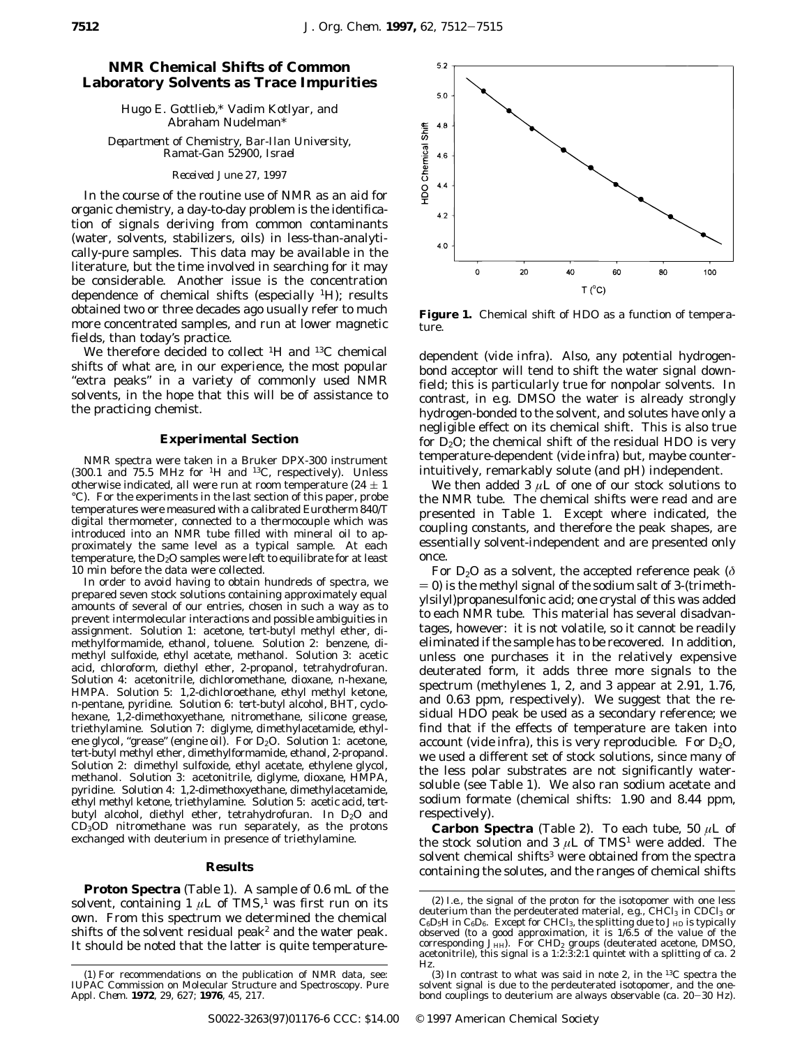# NMR Chemical Shifts of Common Laboratory Solvents as Trace Impurities

Hugo E. Gottlieb,* Vadim Kotlyar, and Abraham Nudelman*

*Department of Chemistry, Bar-Ilan University, Ramat-Gan 52900, Israel*

*Received June 27, 1997*

In the course of the routine use of NMR as an aid for organic chemistry, a day-to-day problem is the identification of signals deriving from common contaminants (water, solvents, stabilizers, oils) in less-than-analytically-pure samples. This data may be available in the literature, but the time involved in searching for it may be considerable. Another issue is the concentration dependence of chemical shifts (especially $^1$H); results obtained two or three decades ago usually refer to much more concentrated samples, and run at lower magnetic fields, than today's practice.

We therefore decided to collect $^1$H and $^{13}$C chemical shifts of what are, in our experience, the most popular "extra peaks" in a variety of commonly used NMR solvents, in the hope that this will be of assistance to the practicing chemist.

## Experimental Section

NMR spectra were taken in a Bruker DPX-300 instrument (300.1 and 75.5 MHz for $^1$H and $^{13}$C, respectively). Unless otherwise indicated, all were run at room temperature (24 ± 1 °C). For the experiments in the last section of this paper, probe temperatures were measured with a calibrated Eurotherm 840/T digital thermometer, connected to a thermocouple which was introduced into an NMR tube filled with mineral oil to approximately the same level as a typical sample. At each temperature, the $D_2O$ samples were left to equilibrate for at least 10 min before the data were collected.

In order to avoid having to obtain hundreds of spectra, we prepared seven stock solutions containing approximately equal amounts of several of our entries, chosen in such a way as to prevent intermolecular interactions and possible ambiguities in assignment. Solution 1: acetone, *tert*-butyl methyl ether, dimethylformamide, ethanol, toluene. Solution 2: benzene, dimethyl sulfoxide, ethyl acetate, methanol. Solution 3: acetic acid, chloroform, diethyl ether, 2-propanol, tetrahydrofuran. Solution 4: acetonitrile, dichloromethane, dioxane, *n*-hexane, HMPA. Solution 5: 1,2-dichloroethane, ethyl methyl ketone, *n*-pentane, pyridine. Solution 6: *tert*-butyl alcohol, BHT, cyclohexane, 1,2-dimethoxyethane, nitromethane, silicone grease, triethylamine. Solution 7: diglyme, dimethylacetamide, ethylene glycol, "grease" (engine oil). For $D_2O$. Solution 1: acetone, *tert*-butyl methyl ether, dimethylformamide, ethanol, 2-propanol. Solution 2: dimethyl sulfoxide, ethyl acetate, ethylene glycol, methanol. Solution 3: acetonitrile, diglyme, dioxane, HMPA, pyridine. Solution 4: 1,2-dimethoxyethane, dimethylacetamide, ethyl methyl ketone, triethylamine. Solution 5: acetic acid, *tert*-butyl alcohol, diethyl ether, tetrahydrofuran. In $D_2O$ and $CD_3OD$ nitromethane was run separately, as the protons exchanged with deuterium in presence of triethylamine.

## Results

**Proton Spectra** (Table 1). A sample of 0.6 mL of the solvent, containing 1 μL of TMS,[1] was first run on its own. From this spectrum we determined the chemical shifts of the solvent residual peak[2] and the water peak. It should be noted that the latter is quite temperature-dependent (*vide infra*). Also, any potential hydrogen-bond acceptor will tend to shift the water signal downfield; this is particularly true for nonpolar solvents. In contrast, in e.g. DMSO the water is already strongly hydrogen-bonded to the solvent, and solutes have only a negligible effect on its chemical shift. This is also true for $D_2O$; the chemical shift of the residual HDO is very temperature-dependent (*vide infra*) but, maybe counter-intuitively, remarkably solute (and pH) independent.

HDO Chemical Shift

5.2
5.0
4.8
4.6
4.4
4.2
4.0

0 20 40 60 80 100

T (°C)

**Figure 1.** Chemical shift of HDO as a function of temperature.

We then added 3 μL of one of our stock solutions to the NMR tube. The chemical shifts were read and are presented in Table 1. Except where indicated, the coupling constants, and therefore the peak shapes, are essentially solvent-independent and are presented only once.

For $D_2O$ as a solvent, the accepted reference peak (δ = 0) is the methyl signal of the sodium salt of 3-(trimethylsilyl)propanesulfonic acid; one crystal of this was added to each NMR tube. This material has several disadvantages, however: it is not volatile, so it cannot be readily eliminated if the sample has to be recovered. In addition, unless one purchases it in the relatively expensive deuterated form, it adds three more signals to the spectrum (methylenes 1, 2, and 3 appear at 2.91, 1.76, and 0.63 ppm, respectively). We suggest that the residual HDO peak be used as a secondary reference; we find that if the effects of temperature are taken into account (*vide infra*), this is very reproducible. For $D_2O$, we used a different set of stock solutions, since many of the less polar substrates are not significantly water-soluble (see Table 1). We also ran sodium acetate and sodium formate (chemical shifts: 1.90 and 8.44 ppm, respectively).

**Carbon Spectra** (Table 2). To each tube, 50 μL of the stock solution and 3 μL of TMS[1] were added. The solvent chemical shifts[3] were obtained from the spectra containing the solutes, and the ranges of chemical shifts

---

(1) For recommendations on the publication of NMR data, see: IUPAC Commission on Molecular Structure and Spectroscopy. *Pure Appl. Chem.* **1972**, *29*, 627; **1976**, *45*, 217.

(2) I.e., the signal of the proton for the isotopomer with one less deuterium than the perdeuterated material, e.g., $CHCl_3$ in $CDCl_3$ or $C_6D_5H$ in $C_6D_6$. Except for $CHCl_3$, the splitting due to $J_{HD}$ is typically observed (to a good approximation, it is 1/6.5 of the value of the corresponding $J_{HH}$). For $CHD_2$ groups (deuterated acetone, DMSO, acetonitrile), this signal is a 1:2:3:2:1 quintet with a splitting of ca. 2 Hz.

(3) In contrast to what was said in note 2, in the $^{13}$C spectra the solvent signal is due to the perdeuterated isotopomer, and the one-bond couplings to deuterium are always observable (ca. 20–30 Hz).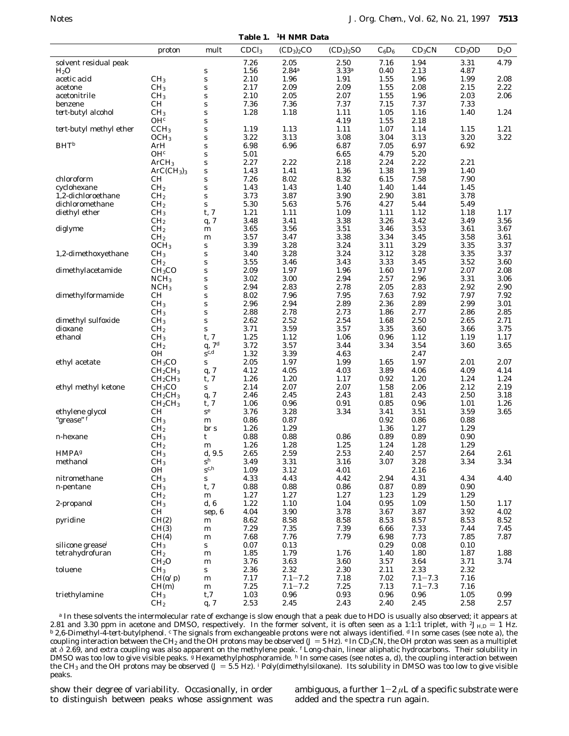**Table 1. $^1$H NMR Data**

| | proton | mult | $CDCl_3$ | $(CD_3)_2CO$ | $(CD_3)_2SO$ | $C_6D_6$ | $CD_3CN$ | $CD_3OD$ | $D_2O$ |
|---|---|---|---|---|---|---|---|---|---|
| solvent residual peak | | | 7.26 | 2.05 | 2.50 | 7.16 | 1.94 | 3.31 | 4.79 |
| $H_2O$ | | s | 1.56 | 2.84[a] | 3.33[a] | 0.40 | 2.13 | 4.87 | |
| acetic acid | $CH_3$ | s | 2.10 | 1.96 | 1.91 | 1.55 | 1.96 | 1.99 | 2.08 |
| acetone | $CH_3$ | s | 2.17 | 2.09 | 2.09 | 1.55 | 2.08 | 2.15 | 2.22 |
| acetonitrile | $CH_3$ | s | 2.10 | 2.05 | 2.07 | 1.55 | 1.96 | 2.03 | 2.06 |
| benzene | CH | s | 7.36 | 7.36 | 7.37 | 7.15 | 7.37 | 7.33 | |
| *tert*-butyl alcohol | $CH_3$ | s | 1.28 | 1.18 | 1.11 | 1.05 | 1.16 | 1.40 | 1.24 |
| | OH[c] | s | | | 4.19 | 1.55 | 2.18 | | |
| *tert*-butyl methyl ether | $CCH_3$ | s | 1.19 | 1.13 | 1.11 | 1.07 | 1.14 | 1.15 | 1.21 |
| | $OCH_3$ | s | 3.22 | 3.13 | 3.08 | 3.04 | 3.13 | 3.20 | 3.22 |
| BHT[b] | ArH | s | 6.98 | 6.96 | 6.87 | 7.05 | 6.97 | 6.92 | |
| | OH[c] | s | 5.01 | | 6.65 | 4.79 | 5.20 | | |
| | $ArCH_3$ | s | 2.27 | 2.22 | 2.18 | 2.24 | 2.22 | 2.21 | |
| | $ArC(CH_3)_3$ | s | 1.43 | 1.41 | 1.36 | 1.38 | 1.39 | 1.40 | |
| chloroform | CH | s | 7.26 | 8.02 | 8.32 | 6.15 | 7.58 | 7.90 | |
| cyclohexane | $CH_2$ | s | 1.43 | 1.43 | 1.40 | 1.40 | 1.44 | 1.45 | |
| 1,2-dichloroethane | $CH_2$ | s | 3.73 | 3.87 | 3.90 | 2.90 | 3.81 | 3.78 | |
| dichloromethane | $CH_2$ | s | 5.30 | 5.63 | 5.76 | 4.27 | 5.44 | 5.49 | |
| diethyl ether | $CH_3$ | t, 7 | 1.21 | 1.11 | 1.09 | 1.11 | 1.12 | 1.18 | 1.17 |
| | $CH_2$ | q, 7 | 3.48 | 3.41 | 3.38 | 3.26 | 3.42 | 3.49 | 3.56 |
| diglyme | $CH_2$ | m | 3.65 | 3.56 | 3.51 | 3.46 | 3.53 | 3.61 | 3.67 |
| | $CH_2$ | m | 3.57 | 3.47 | 3.38 | 3.34 | 3.45 | 3.58 | 3.61 |
| | $OCH_3$ | s | 3.39 | 3.28 | 3.24 | 3.11 | 3.29 | 3.35 | 3.37 |
| 1,2-dimethoxyethane | $CH_3$ | s | 3.40 | 3.28 | 3.24 | 3.12 | 3.28 | 3.35 | 3.37 |
| | $CH_2$ | s | 3.55 | 3.46 | 3.43 | 3.33 | 3.45 | 3.52 | 3.60 |
| dimethylacetamide | $CH_3CO$ | s | 2.09 | 1.97 | 1.96 | 1.60 | 1.97 | 2.07 | 2.08 |
| | $NCH_3$ | s | 3.02 | 3.00 | 2.94 | 2.57 | 2.96 | 3.31 | 3.06 |
| | $NCH_3$ | s | 2.94 | 2.83 | 2.78 | 2.05 | 2.83 | 2.92 | 2.90 |
| dimethylformamide | CH | s | 8.02 | 7.96 | 7.95 | 7.63 | 7.92 | 7.97 | 7.92 |
| | $CH_3$ | s | 2.96 | 2.94 | 2.89 | 2.36 | 2.89 | 2.99 | 3.01 |
| | $CH_3$ | s | 2.88 | 2.78 | 2.73 | 1.86 | 2.77 | 2.86 | 2.85 |
| dimethyl sulfoxide | $CH_3$ | s | 2.62 | 2.52 | 2.54 | 1.68 | 2.50 | 2.65 | 2.71 |
| dioxane | $CH_2$ | s | 3.71 | 3.59 | 3.57 | 3.35 | 3.60 | 3.66 | 3.75 |
| ethanol | $CH_3$ | t, 7 | 1.25 | 1.12 | 1.06 | 0.96 | 1.12 | 1.19 | 1.17 |
| | $CH_2$ | q, 7[d] | 3.72 | 3.57 | 3.44 | 3.34 | 3.54 | 3.60 | 3.65 |
| | OH | s[c,d] | 1.32 | 3.39 | 4.63 | | 2.47 | | |
| ethyl acetate | $CH_3CO$ | s | 2.05 | 1.97 | 1.99 | 1.65 | 1.97 | 2.01 | 2.07 |
| | $CH_2CH_3$ | q, 7 | 4.12 | 4.05 | 4.03 | 3.89 | 4.06 | 4.09 | 4.14 |
| | $CH_2CH_3$ | t, 7 | 1.26 | 1.20 | 1.17 | 0.92 | 1.20 | 1.24 | 1.24 |
| ethyl methyl ketone | $CH_3CO$ | s | 2.14 | 2.07 | 2.07 | 1.58 | 2.06 | 2.12 | 2.19 |
| | $CH_2CH_3$ | q, 7 | 2.46 | 2.45 | 2.43 | 1.81 | 2.43 | 2.50 | 3.18 |
| | $CH_2CH_3$ | t, 7 | 1.06 | 0.96 | 0.91 | 0.85 | 0.96 | 1.01 | 1.26 |
| ethylene glycol | CH | s[e] | 3.76 | 3.28 | 3.34 | 3.41 | 3.51 | 3.59 | 3.65 |
| "grease"[f] | $CH_3$ | m | 0.86 | 0.87 | | 0.92 | 0.86 | 0.88 | |
| | $CH_2$ | br s | 1.26 | 1.29 | | 1.36 | 1.27 | 1.29 | |
| *n*-hexane | $CH_3$ | t | 0.88 | 0.88 | 0.86 | 0.89 | 0.89 | 0.90 | |
| | $CH_2$ | m | 1.26 | 1.28 | 1.25 | 1.24 | 1.28 | 1.29 | |
| HMPA[g] | $CH_3$ | d, 9.5 | 2.65 | 2.59 | 2.53 | 2.40 | 2.57 | 2.64 | 2.61 |
| methanol | $CH_3$ | s[h] | 3.49 | 3.31 | 3.16 | 3.07 | 3.28 | 3.34 | 3.34 |
| | OH | s[c,h] | 1.09 | 3.12 | 4.01 | | 2.16 | | |
| nitromethane | $CH_3$ | s | 4.33 | 4.43 | 4.42 | 2.94 | 4.31 | 4.34 | 4.40 |
| *n*-pentane | $CH_3$ | t, 7 | 0.88 | 0.88 | 0.86 | 0.87 | 0.89 | 0.90 | |
| | $CH_2$ | m | 1.27 | 1.27 | 1.27 | 1.23 | 1.29 | 1.29 | |
| 2-propanol | $CH_3$ | d, 6 | 1.22 | 1.10 | 1.04 | 0.95 | 1.09 | 1.50 | 1.17 |
| | CH | sep, 6 | 4.04 | 3.90 | 3.78 | 3.67 | 3.87 | 3.92 | 4.02 |
| pyridine | CH(2) | m | 8.62 | 8.58 | 8.58 | 8.53 | 8.57 | 8.53 | 8.52 |
| | CH(3) | m | 7.29 | 7.35 | 7.39 | 6.66 | 7.33 | 7.44 | 7.45 |
| | CH(4) | m | 7.68 | 7.76 | 7.79 | 6.98 | 7.73 | 7.85 | 7.87 |
| silicone grease[i] | $CH_3$ | s | 0.07 | 0.13 | | 0.29 | 0.08 | 0.10 | |
| tetrahydrofuran | $CH_2$ | m | 1.85 | 1.79 | 1.76 | 1.40 | 1.80 | 1.87 | 1.88 |
| | $CH_2O$ | m | 3.76 | 3.63 | 3.60 | 3.57 | 3.64 | 3.71 | 3.74 |
| toluene | $CH_3$ | s | 2.36 | 2.32 | 2.30 | 2.11 | 2.33 | 2.32 | |
| | CH(*o*/*p*) | m | 7.17 | 7.1−7.2 | 7.18 | 7.02 | 7.1−7.3 | 7.16 | |
| | CH(*m*) | m | 7.25 | 7.1−7.2 | 7.25 | 7.13 | 7.1−7.3 | 7.16 | |
| triethylamine | $CH_3$ | t,7 | 1.03 | 0.96 | 0.93 | 0.96 | 0.96 | 1.05 | 0.99 |
| | $CH_2$ | q, 7 | 2.53 | 2.45 | 2.43 | 2.40 | 2.45 | 2.58 | 2.57 |

[a] In these solvents the intermolecular rate of exchange is slow enough that a peak due to HDO is usually also observed; it appears at 2.81 and 3.30 ppm in acetone and DMSO, respectively. In the former solvent, it is often seen as a 1:1:1 triplet, with $^2J_{H,D} = 1$ Hz. [b] 2,6-Dimethyl-4-*tert*-butylphenol. [c] The signals from exchangeable protons were not always identified. [d] In some cases (see note a), the coupling interaction between the $CH_2$ and the OH protons may be observed ($J = 5$ Hz). [e] In $CD_3CN$, the OH proton was seen as a multiplet at δ 2.69, and extra coupling was also apparent on the methylene peak. [f] Long-chain, linear aliphatic hydrocarbons. Their solubility in DMSO was too low to give visible peaks. [g] Hexamethylphosphoramide. [h] In some cases (see notes a, d), the coupling interaction between the $CH_3$ and the OH protons may be observed ($J = 5.5$ Hz). [i] Poly(dimethylsiloxane). Its solubility in DMSO was too low to give visible peaks.

show their degree of variability. Occasionally, in order to distinguish between peaks whose assignment was ambiguous, a further 1−2 μL of a specific substrate were added and the spectra run again.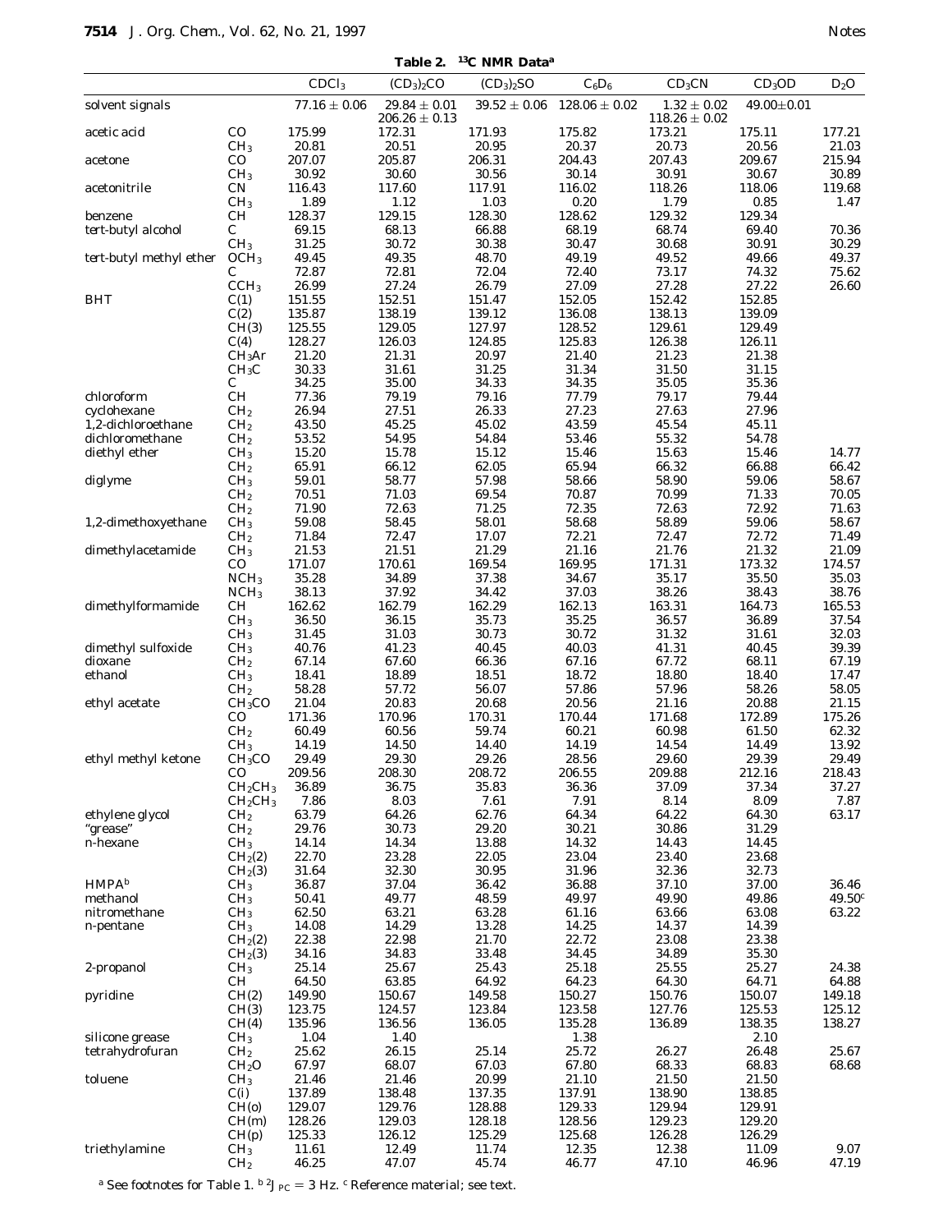**Table 2. $^{13}C$ NMR Data[a]**

| | | $CDCl_3$ | $(CD_3)_2CO$ | $(CD_3)_2SO$ | $C_6D_6$ | $CD_3CN$ | $CD_3OD$ | $D_2O$ |
|---|---|---|---|---|---|---|---|---|
| solvent signals | | 77.16 ± 0.06 | 29.84 ± 0.01<br>206.26 ± 0.13 | 39.52 ± 0.06 | 128.06 ± 0.02 | 1.32 ± 0.02<br>118.26 ± 0.02 | 49.00±0.01 | |
| acetic acid | CO | 175.99 | 172.31 | 171.93 | 175.82 | 173.21 | 175.11 | 177.21 |
| | $CH_3$ | 20.81 | 20.51 | 20.95 | 20.37 | 20.73 | 20.56 | 21.03 |
| acetone | CO | 207.07 | 205.87 | 206.31 | 204.43 | 207.43 | 209.67 | 215.94 |
| | $CH_3$ | 30.92 | 30.60 | 30.56 | 30.14 | 30.91 | 30.67 | 30.89 |
| acetonitrile | CN | 116.43 | 117.60 | 117.91 | 116.02 | 118.26 | 118.06 | 119.68 |
| | $CH_3$ | 1.89 | 1.12 | 1.03 | 0.20 | 1.79 | 0.85 | 1.47 |
| benzene | CH | 128.37 | 129.15 | 128.30 | 128.62 | 129.32 | 129.34 | |
| *tert*-butyl alcohol | C | 69.15 | 68.13 | 66.88 | 68.19 | 68.74 | 69.40 | 70.36 |
| | $CH_3$ | 31.25 | 30.72 | 30.38 | 30.47 | 30.68 | 30.91 | 30.29 |
| *tert*-butyl methyl ether | $OCH_3$ | 49.45 | 49.35 | 48.70 | 49.19 | 49.52 | 49.66 | 49.37 |
| | C | 72.87 | 72.81 | 72.04 | 72.40 | 73.17 | 74.32 | 75.62 |
| | $CCH_3$ | 26.99 | 27.24 | 26.79 | 27.09 | 27.28 | 27.22 | 26.60 |
| BHT | C(1) | 151.55 | 152.51 | 151.47 | 152.05 | 152.42 | 152.85 | |
| | C(2) | 135.87 | 138.19 | 139.12 | 136.08 | 138.13 | 139.09 | |
| | CH(3) | 125.55 | 129.05 | 127.97 | 128.52 | 129.61 | 129.49 | |
| | C(4) | 128.27 | 126.03 | 124.85 | 125.83 | 126.38 | 126.11 | |
| | $CH_3Ar$ | 21.20 | 21.31 | 20.97 | 21.40 | 21.23 | 21.38 | |
| | $CH_3C$ | 30.33 | 31.61 | 31.25 | 31.34 | 31.50 | 31.15 | |
| | C | 34.25 | 35.00 | 34.33 | 34.35 | 35.05 | 35.36 | |
| chloroform | CH | 77.36 | 79.19 | 79.16 | 77.79 | 79.17 | 79.44 | |
| cyclohexane | $CH_2$ | 26.94 | 27.51 | 26.33 | 27.23 | 27.63 | 27.96 | |
| 1,2-dichloroethane | $CH_2$ | 43.50 | 45.25 | 45.02 | 43.59 | 45.54 | 45.11 | |
| dichloromethane | $CH_2$ | 53.52 | 54.95 | 54.84 | 53.46 | 55.32 | 54.78 | |
| diethyl ether | $CH_3$ | 15.20 | 15.78 | 15.12 | 15.46 | 15.63 | 15.46 | 14.77 |
| | $CH_2$ | 65.91 | 66.12 | 62.05 | 65.94 | 66.32 | 66.88 | 66.42 |
| diglyme | $CH_3$ | 59.01 | 58.77 | 57.98 | 58.66 | 58.90 | 59.06 | 58.67 |
| | $CH_2$ | 70.51 | 71.03 | 69.54 | 70.87 | 70.99 | 71.33 | 70.05 |
| | $CH_2$ | 71.90 | 72.63 | 71.25 | 72.35 | 72.63 | 72.92 | 71.63 |
| 1,2-dimethoxyethane | $CH_3$ | 59.08 | 58.45 | 58.01 | 58.68 | 58.89 | 59.06 | 58.67 |
| | $CH_2$ | 71.84 | 72.47 | 17.07 | 72.21 | 72.47 | 72.72 | 71.49 |
| dimethylacetamide | $CH_3$ | 21.53 | 21.51 | 21.29 | 21.16 | 21.76 | 21.32 | 21.09 |
| | CO | 171.07 | 170.61 | 169.54 | 169.95 | 171.31 | 173.32 | 174.57 |
| | $NCH_3$ | 35.28 | 34.89 | 37.38 | 34.67 | 35.17 | 35.50 | 35.03 |
| | $NCH_3$ | 38.13 | 37.92 | 34.42 | 37.03 | 38.26 | 38.43 | 38.76 |
| dimethylformamide | CH | 162.62 | 162.79 | 162.29 | 162.13 | 163.31 | 164.73 | 165.53 |
| | $CH_3$ | 36.50 | 36.15 | 35.73 | 35.25 | 36.57 | 36.89 | 37.54 |
| | $CH_3$ | 31.45 | 31.03 | 30.73 | 30.72 | 31.32 | 31.61 | 32.03 |
| dimethyl sulfoxide | $CH_3$ | 40.76 | 41.23 | 40.45 | 40.03 | 41.31 | 40.45 | 39.39 |
| dioxane | $CH_2$ | 67.14 | 67.60 | 66.36 | 67.16 | 67.72 | 68.11 | 67.19 |
| ethanol | $CH_3$ | 18.41 | 18.89 | 18.51 | 18.72 | 18.80 | 18.40 | 17.47 |
| | $CH_2$ | 58.28 | 57.72 | 56.07 | 57.86 | 57.96 | 58.26 | 58.05 |
| ethyl acetate | $CH_3CO$ | 21.04 | 20.83 | 20.68 | 20.56 | 21.16 | 20.88 | 21.15 |
| | CO | 171.36 | 170.96 | 170.31 | 170.44 | 171.68 | 172.89 | 175.26 |
| | $CH_2$ | 60.49 | 60.56 | 59.74 | 60.21 | 60.98 | 61.50 | 62.32 |
| | $CH_3$ | 14.19 | 14.50 | 14.40 | 14.19 | 14.54 | 14.49 | 13.92 |
| ethyl methyl ketone | $CH_3CO$ | 29.49 | 29.30 | 29.26 | 28.56 | 29.60 | 29.39 | 29.49 |
| | CO | 209.56 | 208.30 | 208.72 | 206.55 | 209.88 | 212.16 | 218.43 |
| | $CH_2CH_3$ | 36.89 | 36.75 | 35.83 | 36.36 | 37.09 | 37.34 | 37.27 |
| | $CH_2CH_3$ | 7.86 | 8.03 | 7.61 | 7.91 | 8.14 | 8.09 | 7.87 |
| ethylene glycol | $CH_2$ | 63.79 | 64.26 | 62.76 | 64.34 | 64.22 | 64.30 | 63.17 |
| "grease" | $CH_2$ | 29.76 | 30.73 | 29.20 | 30.21 | 30.86 | 31.29 | |
| *n*-hexane | $CH_3$ | 14.14 | 14.34 | 13.88 | 14.32 | 14.43 | 14.45 | |
| | $CH_2(2)$ | 22.70 | 23.28 | 22.05 | 23.04 | 23.40 | 23.68 | |
| | $CH_2(3)$ | 31.64 | 32.30 | 30.95 | 31.96 | 32.36 | 32.73 | |
| HMPA[b] | $CH_3$ | 36.87 | 37.04 | 36.42 | 36.88 | 37.10 | 37.00 | 36.46 |
| methanol | $CH_3$ | 50.41 | 49.77 | 48.59 | 49.97 | 49.90 | 49.86 | 49.50[c] |
| nitromethane | $CH_3$ | 62.50 | 63.21 | 63.28 | 61.16 | 63.66 | 63.08 | 63.22 |
| *n*-pentane | $CH_3$ | 14.08 | 14.29 | 13.28 | 14.25 | 14.37 | 14.39 | |
| | $CH_2(2)$ | 22.38 | 22.98 | 21.70 | 22.72 | 23.08 | 23.38 | |
| | $CH_2(3)$ | 34.16 | 34.83 | 33.48 | 34.45 | 34.89 | 35.30 | |
| 2-propanol | $CH_3$ | 25.14 | 25.67 | 25.43 | 25.18 | 25.55 | 25.27 | 24.38 |
| | CH | 64.50 | 63.85 | 64.92 | 64.23 | 64.30 | 64.71 | 64.88 |
| pyridine | CH(2) | 149.90 | 150.67 | 149.58 | 150.27 | 150.76 | 150.07 | 149.18 |
| | CH(3) | 123.75 | 124.57 | 123.84 | 123.58 | 127.76 | 125.53 | 125.12 |
| | CH(4) | 135.96 | 136.56 | 136.05 | 135.28 | 136.89 | 138.35 | 138.27 |
| silicone grease | $CH_3$ | 1.04 | 1.40 | | 1.38 | | 2.10 | |
| tetrahydrofuran | $CH_2$ | 25.62 | 26.15 | 25.14 | 25.72 | 26.27 | 26.48 | 25.67 |
| | $CH_2O$ | 67.97 | 68.07 | 67.03 | 67.80 | 68.33 | 68.83 | 68.68 |
| toluene | $CH_3$ | 21.46 | 21.46 | 20.99 | 21.10 | 21.50 | 21.50 | |
| | C(i) | 137.89 | 138.48 | 137.35 | 137.91 | 138.90 | 138.85 | |
| | CH(o) | 129.07 | 129.76 | 128.88 | 129.33 | 129.94 | 129.91 | |
| | CH(m) | 128.26 | 129.03 | 128.18 | 128.56 | 129.23 | 129.20 | |
| | CH(p) | 125.33 | 126.12 | 125.29 | 125.68 | 126.28 | 126.29 | |
| triethylamine | $CH_3$ | 11.61 | 12.49 | 11.74 | 12.35 | 12.38 | 11.09 | 9.07 |
| | $CH_2$ | 46.25 | 47.07 | 45.74 | 46.77 | 47.10 | 46.96 | 47.19 |

[a] See footnotes for Table 1. [b] $^2J_{PC}$ = 3 Hz. [c] Reference material; see text.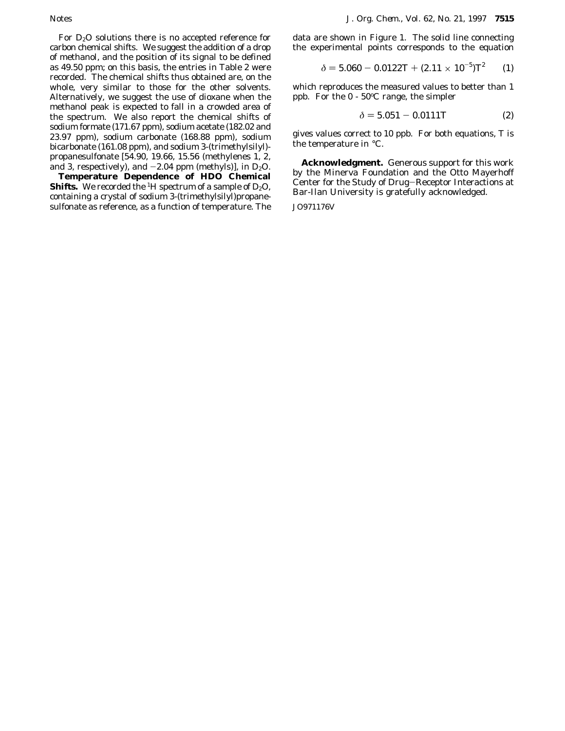For $D_2O$ solutions there is no accepted reference for carbon chemical shifts. We suggest the addition of a drop of methanol, and the position of its signal to be defined as 49.50 ppm; on this basis, the entries in Table 2 were recorded. The chemical shifts thus obtained are, on the whole, very similar to those for the other solvents. Alternatively, we suggest the use of dioxane when the methanol peak is expected to fall in a crowded area of the spectrum. We also report the chemical shifts of sodium formate (171.67 ppm), sodium acetate (182.02 and 23.97 ppm), sodium carbonate (168.88 ppm), sodium bicarbonate (161.08 ppm), and sodium 3-(trimethylsilyl)propanesulfonate [54.90, 19.66, 15.56 (methylenes 1, 2, and 3, respectively), and −2.04 ppm (methyls)], in $D_2O$.

**Temperature Dependence of HDO Chemical Shifts.** We recorded the $^1H$ spectrum of a sample of $D_2O$, containing a crystal of sodium 3-(trimethylsilyl)propanesulfonate as reference, as a function of temperature. The data are shown in Figure 1. The solid line connecting the experimental points corresponds to the equation

$$\delta = 5.060 - 0.0122T + (2.11 \times 10^{-5})T^2 \qquad (1)$$

which reproduces the measured values to better than 1 ppb. For the 0 - 50ºC range, the simpler

$$\delta = 5.051 - 0.0111T \qquad (2)$$

gives values correct to 10 ppb. For both equations, $T$ is the temperature in °C.

**Acknowledgment.** Generous support for this work by the Minerva Foundation and the Otto Mayerhoff Center for the Study of Drug−Receptor Interactions at Bar-Ilan University is gratefully acknowledged.

JO971176V